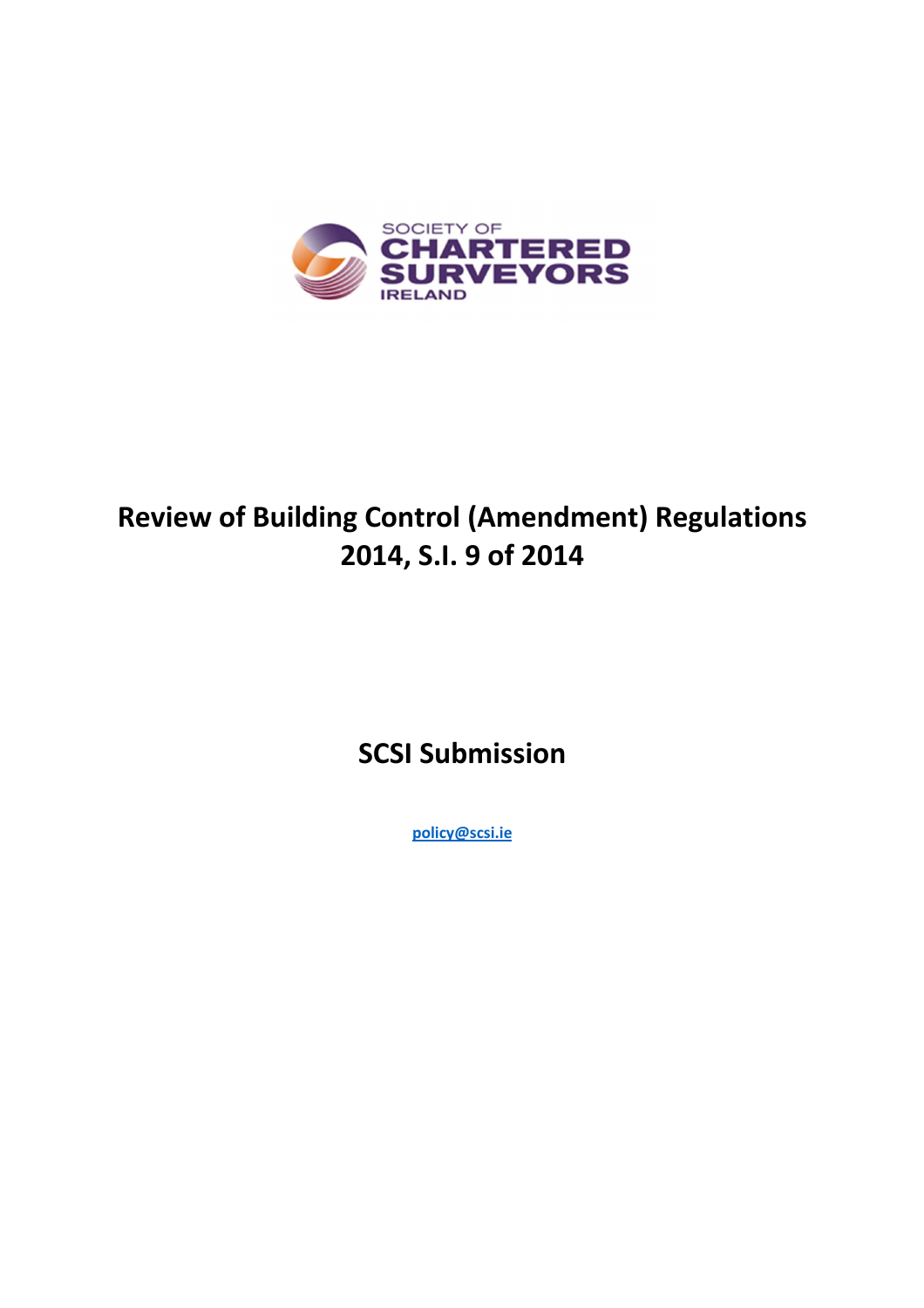SOCIETY OF CHARTERED SURVEYORS IRELAND

# Review of Building Control (Amendment) Regulations 2014, S.I. 9 of 2014

## SCSI Submission

policy@scsi.ie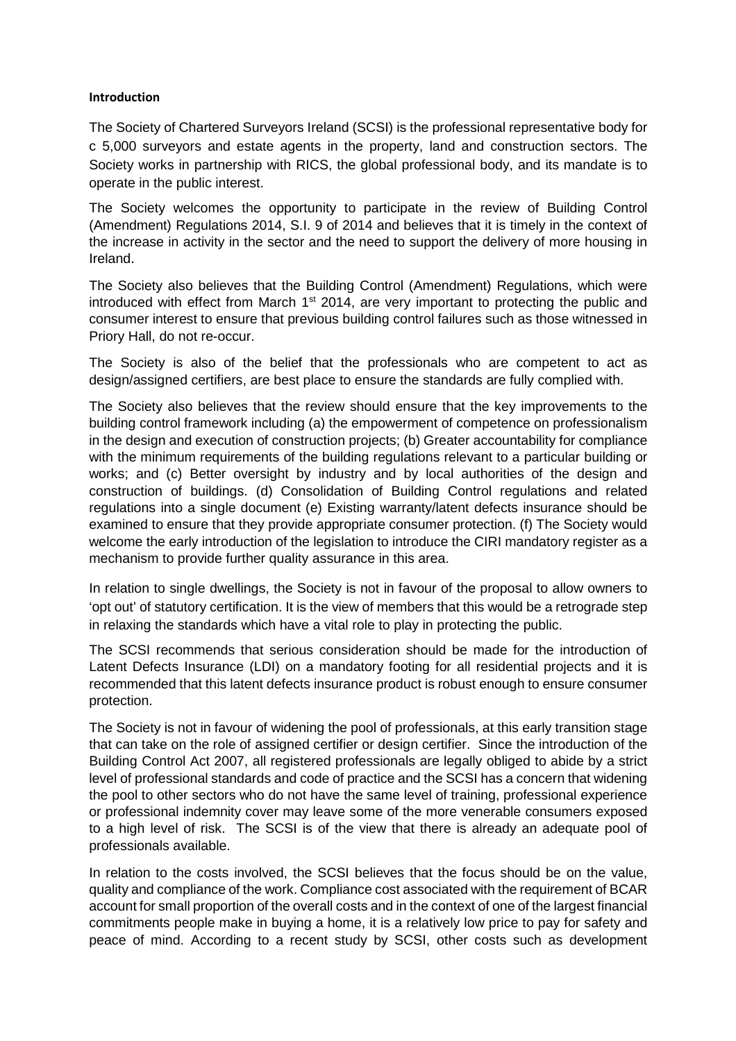**Introduction**

The Society of Chartered Surveyors Ireland (SCSI) is the professional representative body for c 5,000 surveyors and estate agents in the property, land and construction sectors. The Society works in partnership with RICS, the global professional body, and its mandate is to operate in the public interest.

The Society welcomes the opportunity to participate in the review of Building Control (Amendment) Regulations 2014, S.I. 9 of 2014 and believes that it is timely in the context of the increase in activity in the sector and the need to support the delivery of more housing in Ireland.

The Society also believes that the Building Control (Amendment) Regulations, which were introduced with effect from March 1st 2014, are very important to protecting the public and consumer interest to ensure that previous building control failures such as those witnessed in Priory Hall, do not re-occur.

The Society is also of the belief that the professionals who are competent to act as design/assigned certifiers, are best place to ensure the standards are fully complied with.

The Society also believes that the review should ensure that the key improvements to the building control framework including (a) the empowerment of competence on professionalism in the design and execution of construction projects; (b) Greater accountability for compliance with the minimum requirements of the building regulations relevant to a particular building or works; and (c) Better oversight by industry and by local authorities of the design and construction of buildings. (d) Consolidation of Building Control regulations and related regulations into a single document (e) Existing warranty/latent defects insurance should be examined to ensure that they provide appropriate consumer protection. (f) The Society would welcome the early introduction of the legislation to introduce the CIRI mandatory register as a mechanism to provide further quality assurance in this area.

In relation to single dwellings, the Society is not in favour of the proposal to allow owners to 'opt out' of statutory certification. It is the view of members that this would be a retrograde step in relaxing the standards which have a vital role to play in protecting the public.

The SCSI recommends that serious consideration should be made for the introduction of Latent Defects Insurance (LDI) on a mandatory footing for all residential projects and it is recommended that this latent defects insurance product is robust enough to ensure consumer protection.

The Society is not in favour of widening the pool of professionals, at this early transition stage that can take on the role of assigned certifier or design certifier. Since the introduction of the Building Control Act 2007, all registered professionals are legally obliged to abide by a strict level of professional standards and code of practice and the SCSI has a concern that widening the pool to other sectors who do not have the same level of training, professional experience or professional indemnity cover may leave some of the more venerable consumers exposed to a high level of risk. The SCSI is of the view that there is already an adequate pool of professionals available.

In relation to the costs involved, the SCSI believes that the focus should be on the value, quality and compliance of the work. Compliance cost associated with the requirement of BCAR account for small proportion of the overall costs and in the context of one of the largest financial commitments people make in buying a home, it is a relatively low price to pay for safety and peace of mind. According to a recent study by SCSI, other costs such as development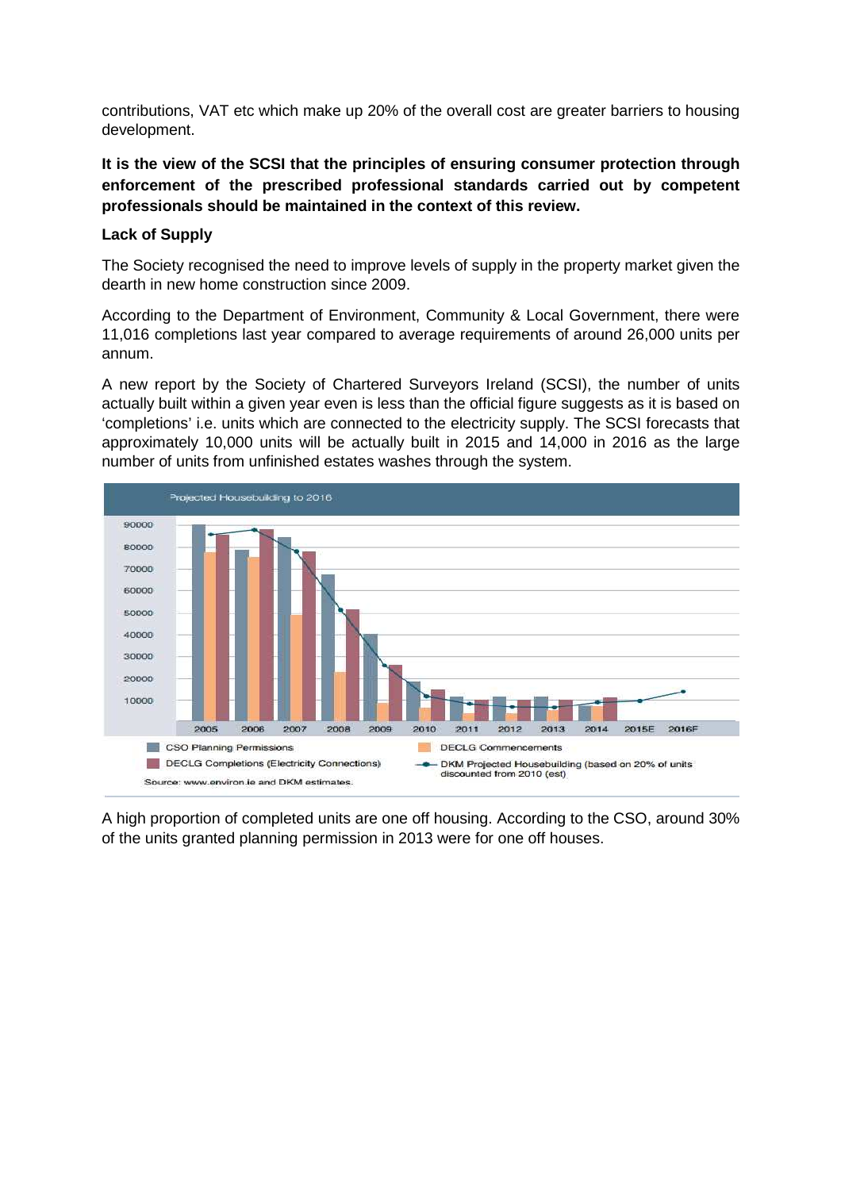contributions, VAT etc which make up 20% of the overall cost are greater barriers to housing development.

**It is the view of the SCSI that the principles of ensuring consumer protection through enforcement of the prescribed professional standards carried out by competent professionals should be maintained in the context of this review.**

**Lack of Supply**

The Society recognised the need to improve levels of supply in the property market given the dearth in new home construction since 2009.

According to the Department of Environment, Community & Local Government, there were 11,016 completions last year compared to average requirements of around 26,000 units per annum.

A new report by the Society of Chartered Surveyors Ireland (SCSI), the number of units actually built within a given year even is less than the official figure suggests as it is based on 'completions' i.e. units which are connected to the electricity supply. The SCSI forecasts that approximately 10,000 units will be actually built in 2015 and 14,000 in 2016 as the large number of units from unfinished estates washes through the system.

Projected Housebuilding to 2016

Legend: CSO Planning Permissions; DECLG Commencements; DECLG Completions (Electricity Connections); DKM Projected Housebuilding (based on 20% of units discounted from 2010 (est))

Source: www.environ.ie and DKM estimates.

A high proportion of completed units are one off housing. According to the CSO, around 30% of the units granted planning permission in 2013 were for one off houses.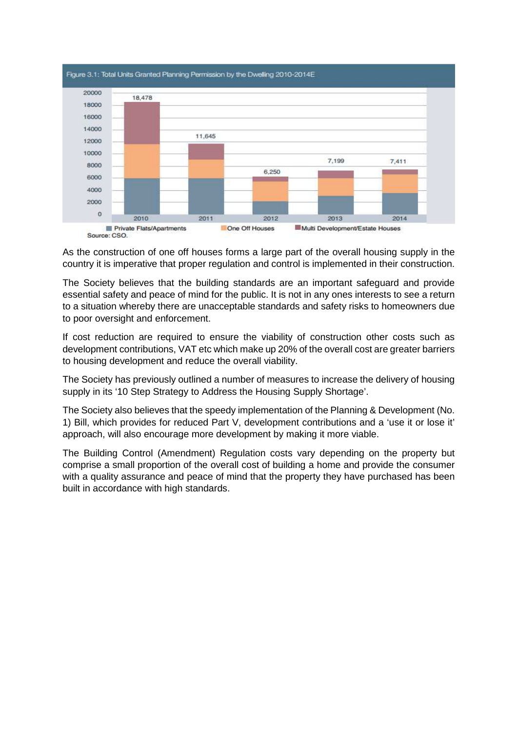Figure 3.1: Total Units Granted Planning Permission by the Dwelling 2010-2014E

| Year | Total |
|---|---|
| 2010 | 18,478 |
| 2011 | 11,645 |
| 2012 | 6,250 |
| 2013 | 7,199 |
| 2014 | 7,411 |

Private Flats/Apartments | One Off Houses | Multi Development/Estate Houses

Source: CSO.

As the construction of one off houses forms a large part of the overall housing supply in the country it is imperative that proper regulation and control is implemented in their construction.

The Society believes that the building standards are an important safeguard and provide essential safety and peace of mind for the public. It is not in any ones interests to see a return to a situation whereby there are unacceptable standards and safety risks to homeowners due to poor oversight and enforcement.

If cost reduction are required to ensure the viability of construction other costs such as development contributions, VAT etc which make up 20% of the overall cost are greater barriers to housing development and reduce the overall viability.

The Society has previously outlined a number of measures to increase the delivery of housing supply in its '10 Step Strategy to Address the Housing Supply Shortage'.

The Society also believes that the speedy implementation of the Planning & Development (No. 1) Bill, which provides for reduced Part V, development contributions and a 'use it or lose it' approach, will also encourage more development by making it more viable.

The Building Control (Amendment) Regulation costs vary depending on the property but comprise a small proportion of the overall cost of building a home and provide the consumer with a quality assurance and peace of mind that the property they have purchased has been built in accordance with high standards.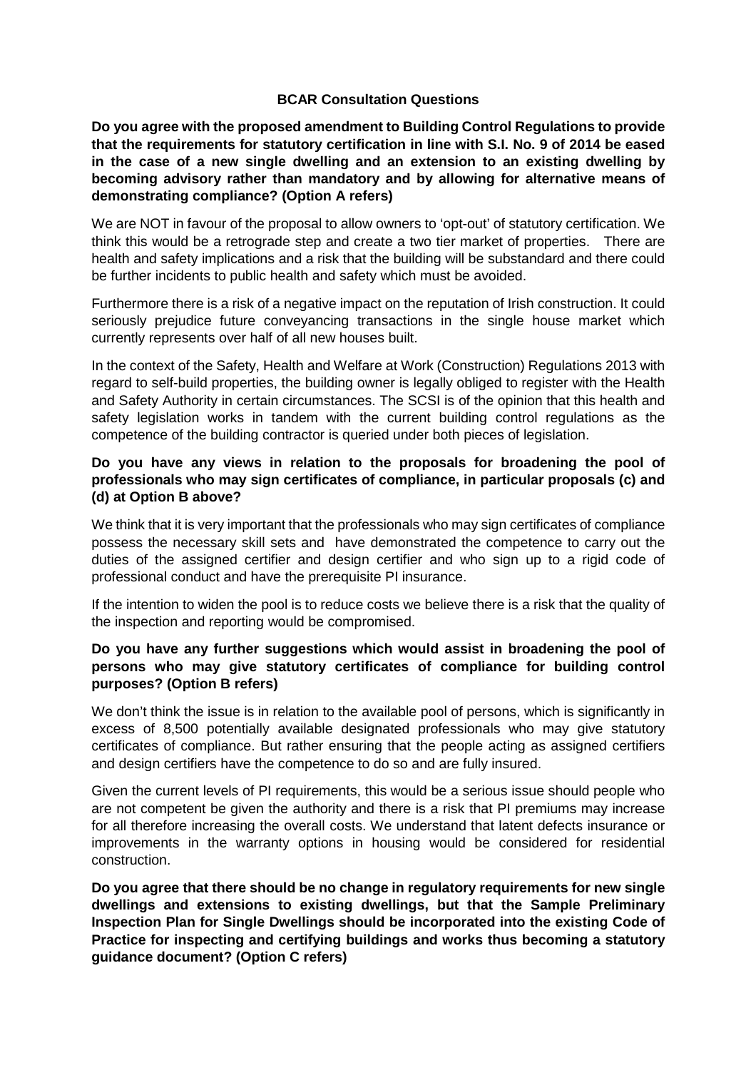## BCAR Consultation Questions

**Do you agree with the proposed amendment to Building Control Regulations to provide that the requirements for statutory certification in line with S.I. No. 9 of 2014 be eased in the case of a new single dwelling and an extension to an existing dwelling by becoming advisory rather than mandatory and by allowing for alternative means of demonstrating compliance? (Option A refers)**

We are NOT in favour of the proposal to allow owners to 'opt-out' of statutory certification. We think this would be a retrograde step and create a two tier market of properties. There are health and safety implications and a risk that the building will be substandard and there could be further incidents to public health and safety which must be avoided.

Furthermore there is a risk of a negative impact on the reputation of Irish construction. It could seriously prejudice future conveyancing transactions in the single house market which currently represents over half of all new houses built.

In the context of the Safety, Health and Welfare at Work (Construction) Regulations 2013 with regard to self-build properties, the building owner is legally obliged to register with the Health and Safety Authority in certain circumstances. The SCSI is of the opinion that this health and safety legislation works in tandem with the current building control regulations as the competence of the building contractor is queried under both pieces of legislation.

**Do you have any views in relation to the proposals for broadening the pool of professionals who may sign certificates of compliance, in particular proposals (c) and (d) at Option B above?**

We think that it is very important that the professionals who may sign certificates of compliance possess the necessary skill sets and have demonstrated the competence to carry out the duties of the assigned certifier and design certifier and who sign up to a rigid code of professional conduct and have the prerequisite PI insurance.

If the intention to widen the pool is to reduce costs we believe there is a risk that the quality of the inspection and reporting would be compromised.

**Do you have any further suggestions which would assist in broadening the pool of persons who may give statutory certificates of compliance for building control purposes? (Option B refers)**

We don't think the issue is in relation to the available pool of persons, which is significantly in excess of 8,500 potentially available designated professionals who may give statutory certificates of compliance. But rather ensuring that the people acting as assigned certifiers and design certifiers have the competence to do so and are fully insured.

Given the current levels of PI requirements, this would be a serious issue should people who are not competent be given the authority and there is a risk that PI premiums may increase for all therefore increasing the overall costs. We understand that latent defects insurance or improvements in the warranty options in housing would be considered for residential construction.

**Do you agree that there should be no change in regulatory requirements for new single dwellings and extensions to existing dwellings, but that the Sample Preliminary Inspection Plan for Single Dwellings should be incorporated into the existing Code of Practice for inspecting and certifying buildings and works thus becoming a statutory guidance document? (Option C refers)**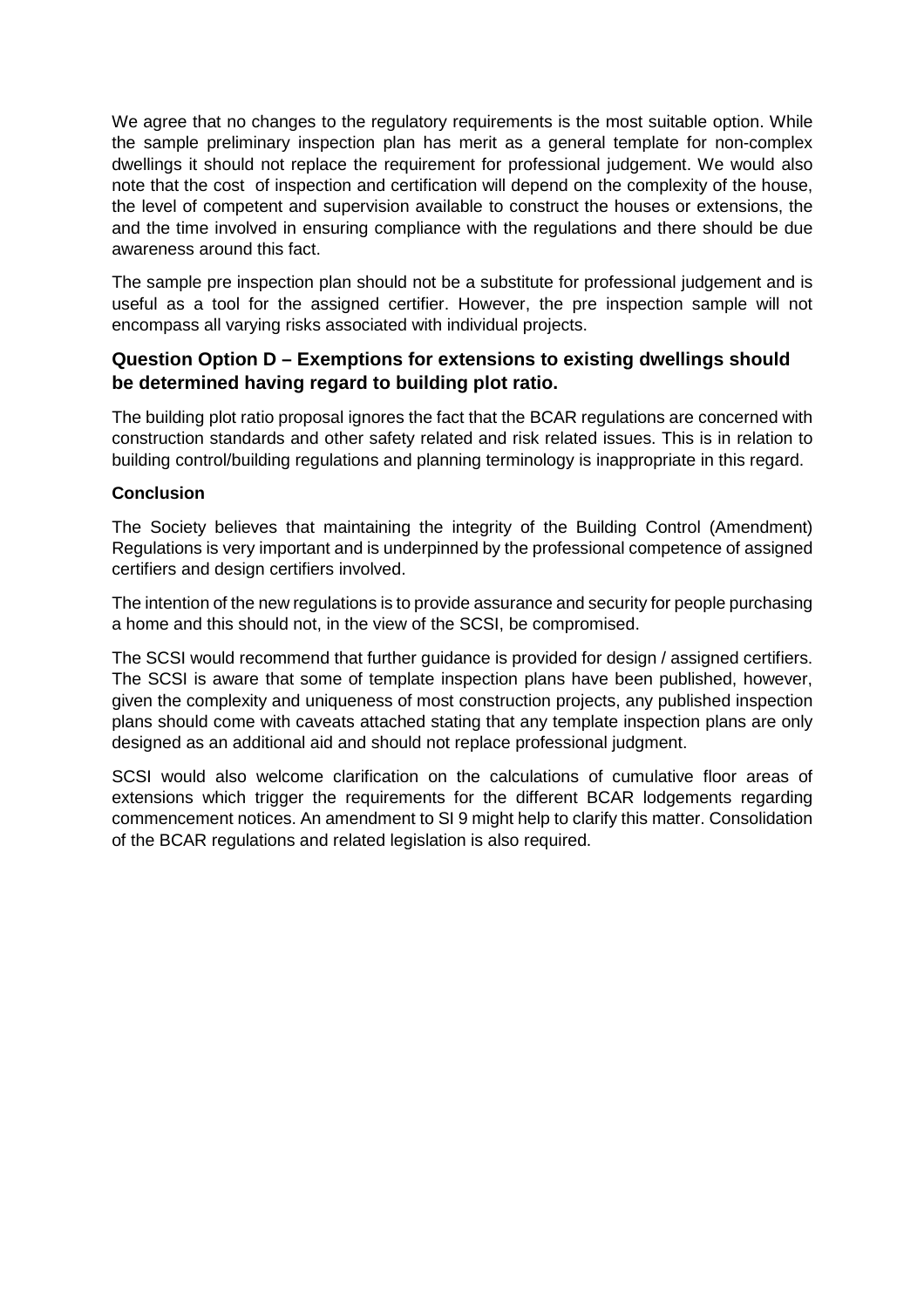We agree that no changes to the regulatory requirements is the most suitable option. While the sample preliminary inspection plan has merit as a general template for non-complex dwellings it should not replace the requirement for professional judgement. We would also note that the cost of inspection and certification will depend on the complexity of the house, the level of competent and supervision available to construct the houses or extensions, the and the time involved in ensuring compliance with the regulations and there should be due awareness around this fact.

The sample pre inspection plan should not be a substitute for professional judgement and is useful as a tool for the assigned certifier. However, the pre inspection sample will not encompass all varying risks associated with individual projects.

### Question Option D – Exemptions for extensions to existing dwellings should be determined having regard to building plot ratio.

The building plot ratio proposal ignores the fact that the BCAR regulations are concerned with construction standards and other safety related and risk related issues. This is in relation to building control/building regulations and planning terminology is inappropriate in this regard.

**Conclusion**

The Society believes that maintaining the integrity of the Building Control (Amendment) Regulations is very important and is underpinned by the professional competence of assigned certifiers and design certifiers involved.

The intention of the new regulations is to provide assurance and security for people purchasing a home and this should not, in the view of the SCSI, be compromised.

The SCSI would recommend that further guidance is provided for design / assigned certifiers. The SCSI is aware that some of template inspection plans have been published, however, given the complexity and uniqueness of most construction projects, any published inspection plans should come with caveats attached stating that any template inspection plans are only designed as an additional aid and should not replace professional judgment.

SCSI would also welcome clarification on the calculations of cumulative floor areas of extensions which trigger the requirements for the different BCAR lodgements regarding commencement notices. An amendment to SI 9 might help to clarify this matter. Consolidation of the BCAR regulations and related legislation is also required.